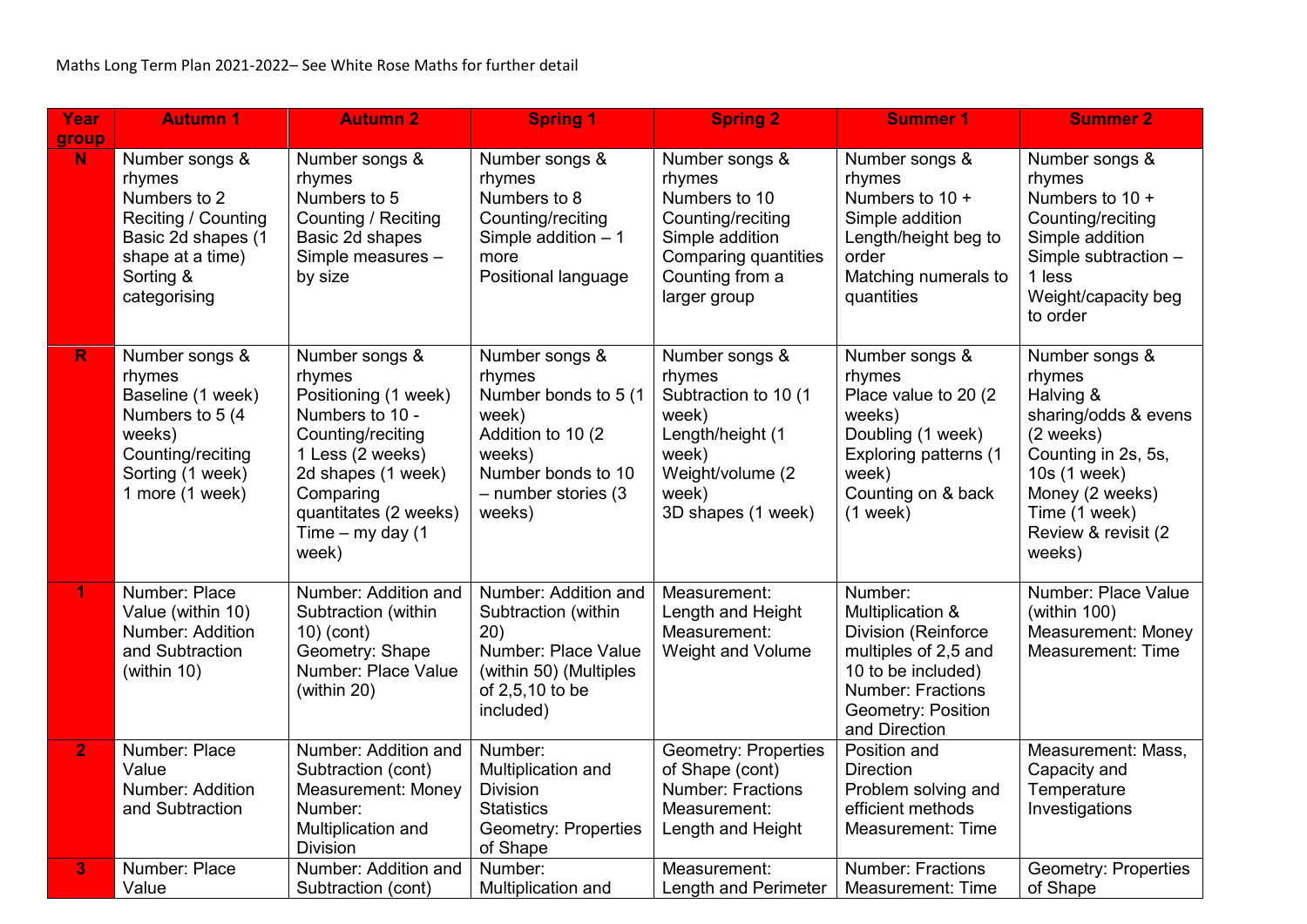Maths Long Term Plan 2021-2022– See White Rose Maths for further detail

| Year group | Autumn 1 | Autumn 2 | Spring 1 | Spring 2 | Summer 1 | Summer 2 |
|---|---|---|---|---|---|---|
| N | Number songs & rhymes<br>Numbers to 2<br>Reciting / Counting<br>Basic 2d shapes (1 shape at a time)<br>Sorting & categorising | Number songs & rhymes<br>Numbers to 5<br>Counting / Reciting<br>Basic 2d shapes<br>Simple measures – by size | Number songs & rhymes<br>Numbers to 8<br>Counting/reciting<br>Simple addition – 1 more<br>Positional language | Number songs & rhymes<br>Numbers to 10<br>Counting/reciting<br>Simple addition<br>Comparing quantities<br>Counting from a larger group | Number songs & rhymes<br>Numbers to 10 +<br>Simple addition<br>Length/height beg to order<br>Matching numerals to quantities | Number songs & rhymes<br>Numbers to 10 +<br>Counting/reciting<br>Simple addition<br>Simple subtraction – 1 less<br>Weight/capacity beg to order |
| R | Number songs & rhymes<br>Baseline (1 week)<br>Numbers to 5 (4 weeks)<br>Counting/reciting<br>Sorting (1 week)<br>1 more (1 week) | Number songs & rhymes<br>Positioning (1 week)<br>Numbers to 10 - Counting/reciting<br>1 Less (2 weeks)<br>2d shapes (1 week)<br>Comparing quantitates (2 weeks)<br>Time – my day (1 week) | Number songs & rhymes<br>Number bonds to 5 (1 week)<br>Addition to 10 (2 weeks)<br>Number bonds to 10 – number stories (3 weeks) | Number songs & rhymes<br>Subtraction to 10 (1 week)<br>Length/height (1 week)<br>Weight/volume (2 week)<br>3D shapes (1 week) | Number songs & rhymes<br>Place value to 20 (2 weeks)<br>Doubling (1 week)<br>Exploring patterns (1 week)<br>Counting on & back (1 week) | Number songs & rhymes<br>Halving & sharing/odds & evens (2 weeks)<br>Counting in 2s, 5s, 10s (1 week)<br>Money (2 weeks)<br>Time (1 week)<br>Review & revisit (2 weeks) |
| 1 | Number: Place Value (within 10)<br>Number: Addition and Subtraction (within 10) | Number: Addition and Subtraction (within 10) (cont)<br>Geometry: Shape<br>Number: Place Value (within 20) | Number: Addition and Subtraction (within 20)<br>Number: Place Value (within 50) (Multiples of 2,5,10 to be included) | Measurement: Length and Height<br>Measurement: Weight and Volume | Number: Multiplication & Division (Reinforce multiples of 2,5 and 10 to be included)<br>Number: Fractions<br>Geometry: Position and Direction | Number: Place Value (within 100)<br>Measurement: Money<br>Measurement: Time |
| 2 | Number: Place Value<br>Number: Addition and Subtraction | Number: Addition and Subtraction (cont)<br>Measurement: Money<br>Number: Multiplication and Division | Number: Multiplication and Division<br>Statistics<br>Geometry: Properties of Shape | Geometry: Properties of Shape (cont)<br>Number: Fractions<br>Measurement: Length and Height | Position and Direction<br>Problem solving and efficient methods<br>Measurement: Time | Measurement: Mass, Capacity and Temperature<br>Investigations |
| 3 | Number: Place Value | Number: Addition and Subtraction (cont) | Number: Multiplication and | Measurement: Length and Perimeter | Number: Fractions<br>Measurement: Time | Geometry: Properties of Shape |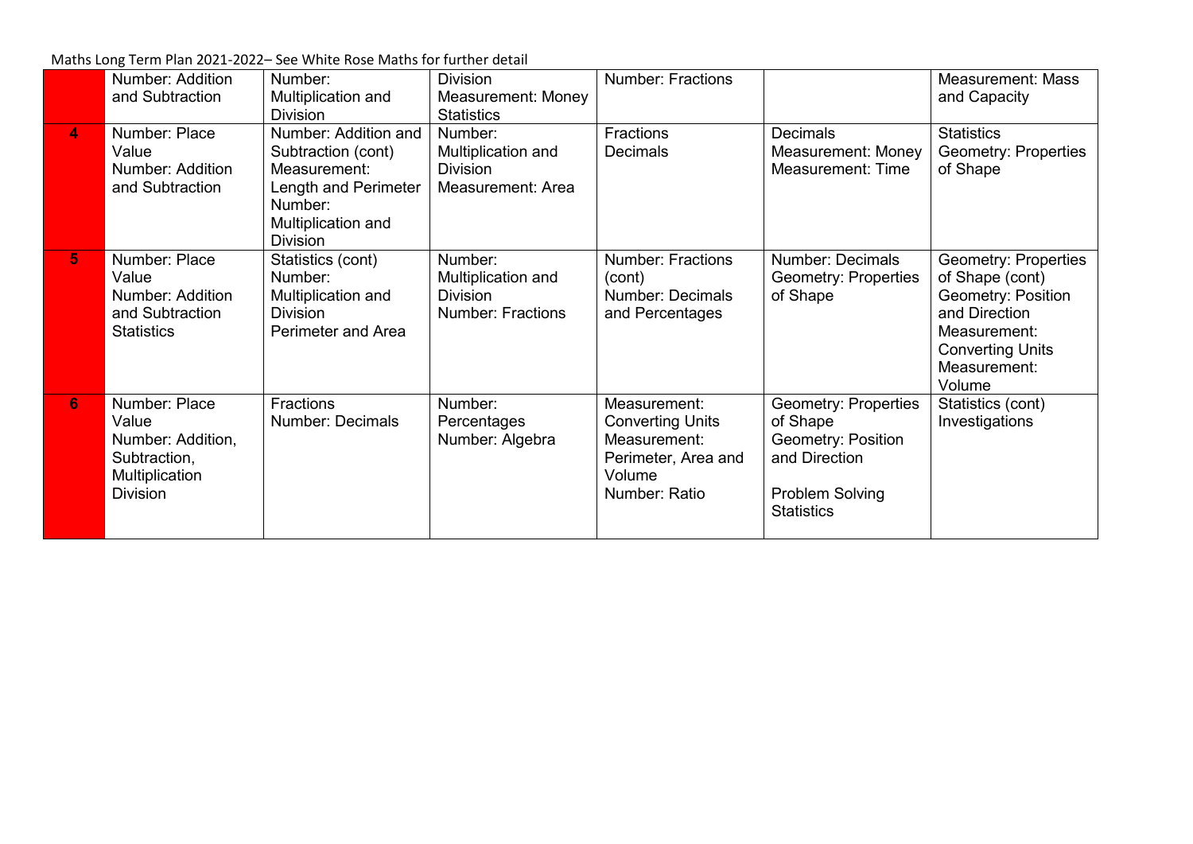Maths Long Term Plan 2021-2022– See White Rose Maths for further detail

| | | | | | | |
|---|---|---|---|---|---|---|
| | Number: Addition and Subtraction | Number: Multiplication and Division | Division<br>Measurement: Money<br>Statistics | Number: Fractions | | Measurement: Mass and Capacity |
| **4** | Number: Place Value<br>Number: Addition and Subtraction | Number: Addition and Subtraction (cont)<br>Measurement: Length and Perimeter<br>Number: Multiplication and Division | Number: Multiplication and Division<br>Measurement: Area | Fractions<br>Decimals | Decimals<br>Measurement: Money<br>Measurement: Time | Statistics<br>Geometry: Properties of Shape |
| **5** | Number: Place Value<br>Number: Addition and Subtraction<br>Statistics | Statistics (cont)<br>Number: Multiplication and Division<br>Perimeter and Area | Number: Multiplication and Division<br>Number: Fractions | Number: Fractions (cont)<br>Number: Decimals and Percentages | Number: Decimals<br>Geometry: Properties of Shape | Geometry: Properties of Shape (cont)<br>Geometry: Position and Direction<br>Measurement: Converting Units<br>Measurement: Volume |
| **6** | Number: Place Value<br>Number: Addition, Subtraction, Multiplication Division | Fractions<br>Number: Decimals | Number: Percentages<br>Number: Algebra | Measurement: Converting Units<br>Measurement: Perimeter, Area and Volume<br>Number: Ratio | Geometry: Properties of Shape<br>Geometry: Position and Direction<br><br>Problem Solving<br>Statistics | Statistics (cont)<br>Investigations |